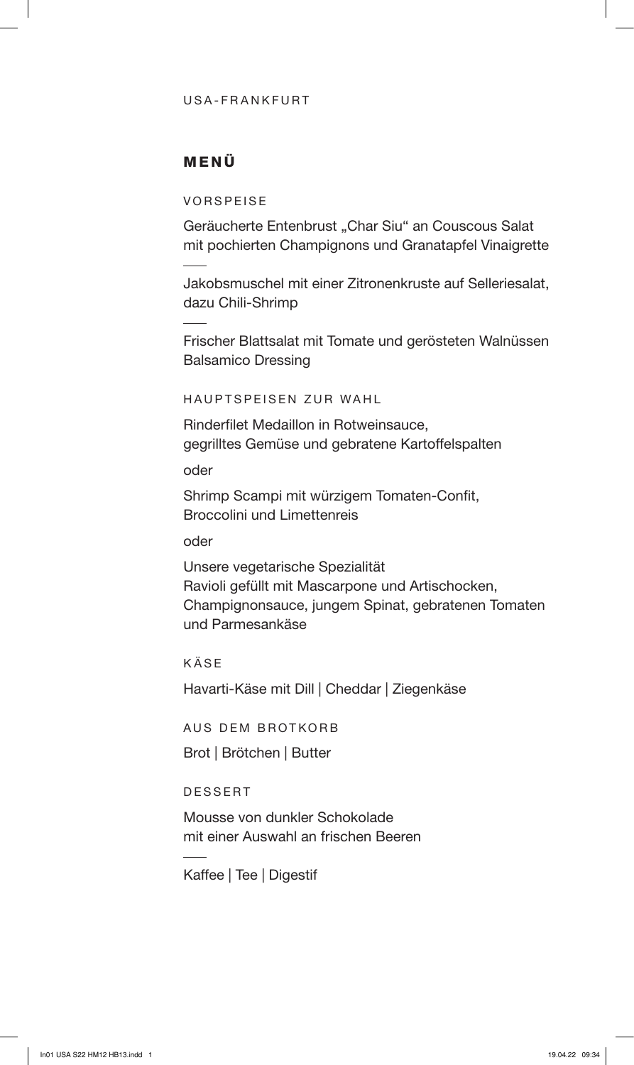USA-FRANKFURT

# MENÜ

## VORSPEISE

Geräucherte Entenbrust „Char Siu" an Couscous Salat mit pochierten Champignons und Granatapfel Vinaigrette

—

Jakobsmuschel mit einer Zitronenkruste auf Selleriesalat, dazu Chili-Shrimp

—

Frischer Blattsalat mit Tomate und gerösteten Walnüssen
Balsamico Dressing

## HAUPTSPEISEN ZUR WAHL

Rinderfilet Medaillon in Rotweinsauce,
gegrilltes Gemüse und gebratene Kartoffelspalten

oder

Shrimp Scampi mit würzigem Tomaten-Confit,
Broccolini und Limettenreis

oder

Unsere vegetarische Spezialität
Ravioli gefüllt mit Mascarpone und Artischocken, Champignonsauce, jungem Spinat, gebratenen Tomaten und Parmesankäse

## KÄSE

Havarti-Käse mit Dill | Cheddar | Ziegenkäse

## AUS DEM BROTKORB

Brot | Brötchen | Butter

## DESSERT

Mousse von dunkler Schokolade
mit einer Auswahl an frischen Beeren

—

Kaffee | Tee | Digestif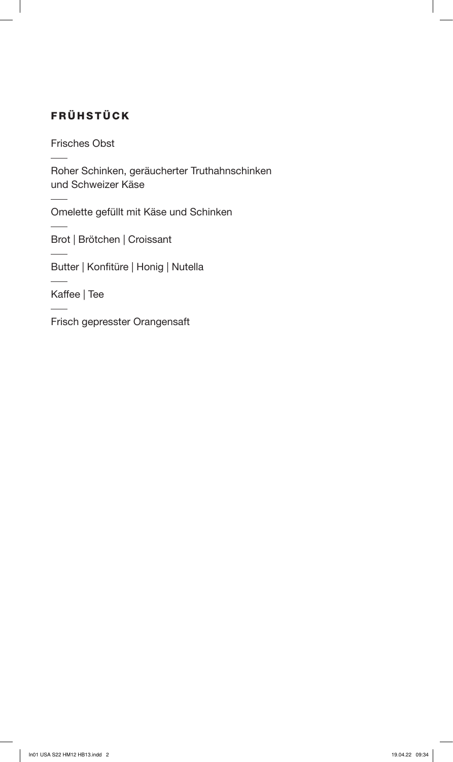## FRÜHSTÜCK

Frisches Obst

---

Roher Schinken, geräucherter Truthahnschinken und Schweizer Käse

---

Omelette gefüllt mit Käse und Schinken

---

Brot | Brötchen | Croissant

---

Butter | Konfitüre | Honig | Nutella

---

Kaffee | Tee

---

Frisch gepresster Orangensaft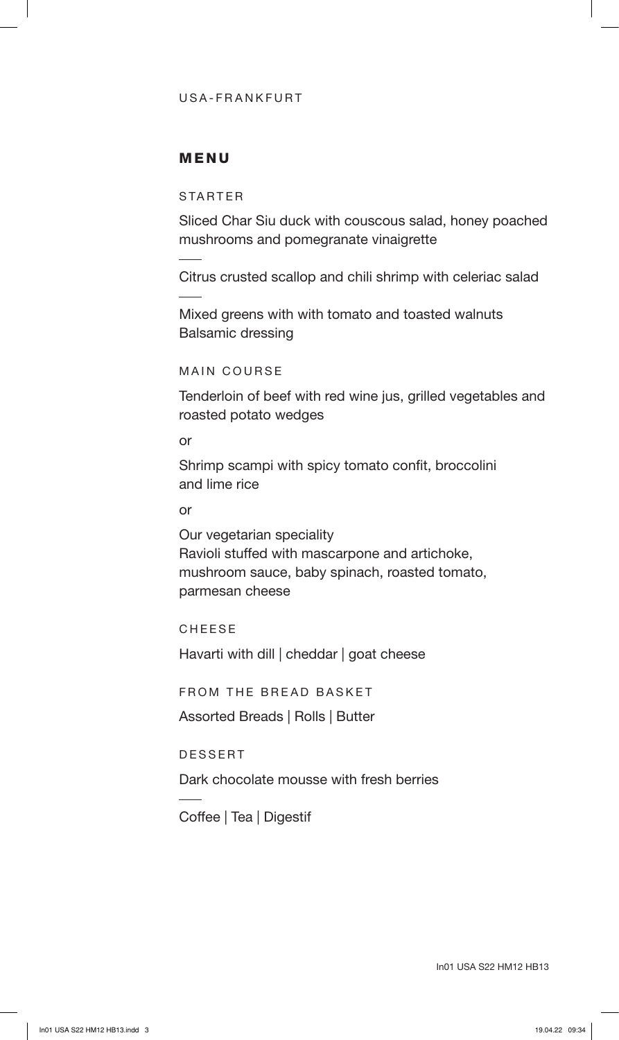USA-FRANKFURT

## MENU

### STARTER

Sliced Char Siu duck with couscous salad, honey poached mushrooms and pomegranate vinaigrette

---

Citrus crusted scallop and chili shrimp with celeriac salad

---

Mixed greens with with tomato and toasted walnuts
Balsamic dressing

### MAIN COURSE

Tenderloin of beef with red wine jus, grilled vegetables and roasted potato wedges

or

Shrimp scampi with spicy tomato confit, broccolini and lime rice

or

Our vegetarian speciality
Ravioli stuffed with mascarpone and artichoke, mushroom sauce, baby spinach, roasted tomato, parmesan cheese

### CHEESE

Havarti with dill | cheddar | goat cheese

### FROM THE BREAD BASKET

Assorted Breads | Rolls | Butter

### DESSERT

Dark chocolate mousse with fresh berries

---

Coffee | Tea | Digestif

In01 USA S22 HM12 HB13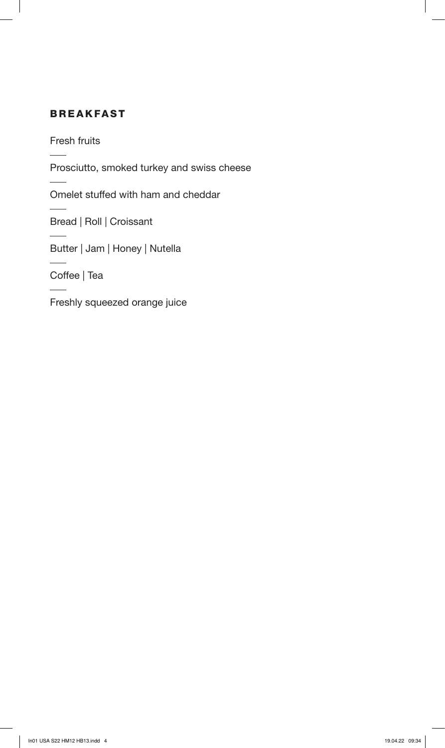## BREAKFAST

Fresh fruits

---

Prosciutto, smoked turkey and swiss cheese

---

Omelet stuffed with ham and cheddar

---

Bread | Roll | Croissant

---

Butter | Jam | Honey | Nutella

---

Coffee | Tea

---

Freshly squeezed orange juice